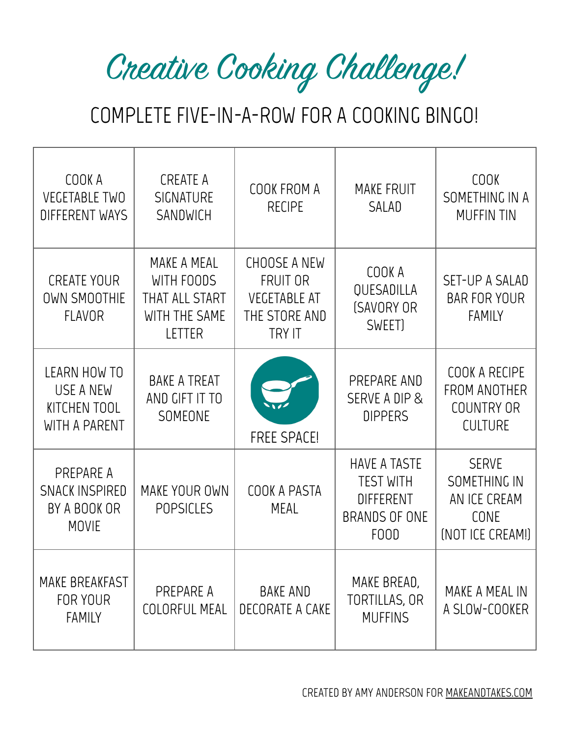# Creative Cooking Challenge!

## COMPLETE FIVE-IN-A-ROW FOR A COOKING BINGO!

| | | | | |
|---|---|---|---|---|
| COOK A VEGETABLE TWO DIFFERENT WAYS | CREATE A SIGNATURE SANDWICH | COOK FROM A RECIPE | MAKE FRUIT SALAD | COOK SOMETHING IN A MUFFIN TIN |
| CREATE YOUR OWN SMOOTHIE FLAVOR | MAKE A MEAL WITH FOODS THAT ALL START WITH THE SAME LETTER | CHOOSE A NEW FRUIT OR VEGETABLE AT THE STORE AND TRY IT | COOK A QUESADILLA (SAVORY OR SWEET) | SET-UP A SALAD BAR FOR YOUR FAMILY |
| LEARN HOW TO USE A NEW KITCHEN TOOL WITH A PARENT | BAKE A TREAT AND GIFT IT TO SOMEONE | FREE SPACE! | PREPARE AND SERVE A DIP & DIPPERS | COOK A RECIPE FROM ANOTHER COUNTRY OR CULTURE |
| PREPARE A SNACK INSPIRED BY A BOOK OR MOVIE | MAKE YOUR OWN POPSICLES | COOK A PASTA MEAL | HAVE A TASTE TEST WITH DIFFERENT BRANDS OF ONE FOOD | SERVE SOMETHING IN AN ICE CREAM CONE (NOT ICE CREAM!) |
| MAKE BREAKFAST FOR YOUR FAMILY | PREPARE A COLORFUL MEAL | BAKE AND DECORATE A CAKE | MAKE BREAD, TORTILLAS, OR MUFFINS | MAKE A MEAL IN A SLOW-COOKER |

CREATED BY AMY ANDERSON FOR MAKEANDTAKES.COM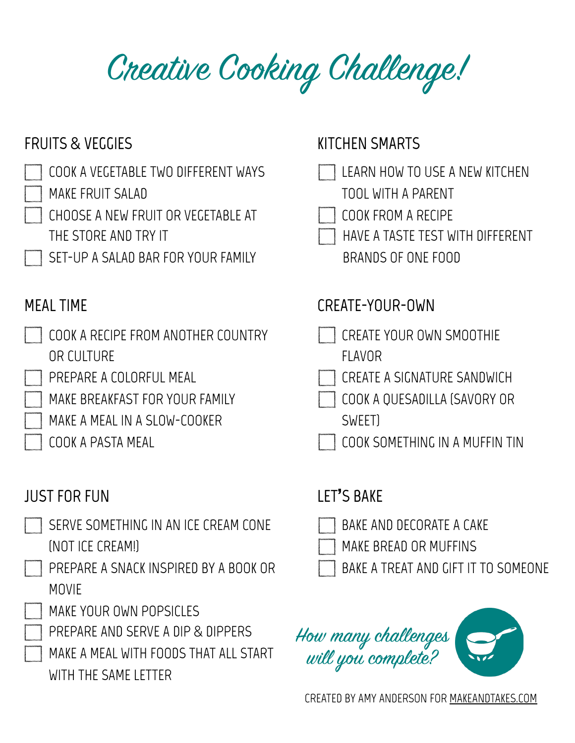# Creative Cooking Challenge!

## FRUITS & VEGGIES

- [ ] COOK A VEGETABLE TWO DIFFERENT WAYS
- [ ] MAKE FRUIT SALAD
- [ ] CHOOSE A NEW FRUIT OR VEGETABLE AT THE STORE AND TRY IT
- [ ] SET-UP A SALAD BAR FOR YOUR FAMILY

## MEAL TIME

- [ ] COOK A RECIPE FROM ANOTHER COUNTRY OR CULTURE
- [ ] PREPARE A COLORFUL MEAL
- [ ] MAKE BREAKFAST FOR YOUR FAMILY
- [ ] MAKE A MEAL IN A SLOW-COOKER
- [ ] COOK A PASTA MEAL

## JUST FOR FUN

- [ ] SERVE SOMETHING IN AN ICE CREAM CONE (NOT ICE CREAM!)
- [ ] PREPARE A SNACK INSPIRED BY A BOOK OR MOVIE
- [ ] MAKE YOUR OWN POPSICLES
- [ ] PREPARE AND SERVE A DIP & DIPPERS
- [ ] MAKE A MEAL WITH FOODS THAT ALL START WITH THE SAME LETTER

## KITCHEN SMARTS

- [ ] LEARN HOW TO USE A NEW KITCHEN TOOL WITH A PARENT
- [ ] COOK FROM A RECIPE
- [ ] HAVE A TASTE TEST WITH DIFFERENT BRANDS OF ONE FOOD

## CREATE-YOUR-OWN

- [ ] CREATE YOUR OWN SMOOTHIE FLAVOR
- [ ] CREATE A SIGNATURE SANDWICH
- [ ] COOK A QUESADILLA (SAVORY OR SWEET)
- [ ] COOK SOMETHING IN A MUFFIN TIN

## LET'S BAKE

- [ ] BAKE AND DECORATE A CAKE
- [ ] MAKE BREAD OR MUFFINS
- [ ] BAKE A TREAT AND GIFT IT TO SOMEONE

*How many challenges will you complete?*

CREATED BY AMY ANDERSON FOR MAKEANDTAKES.COM